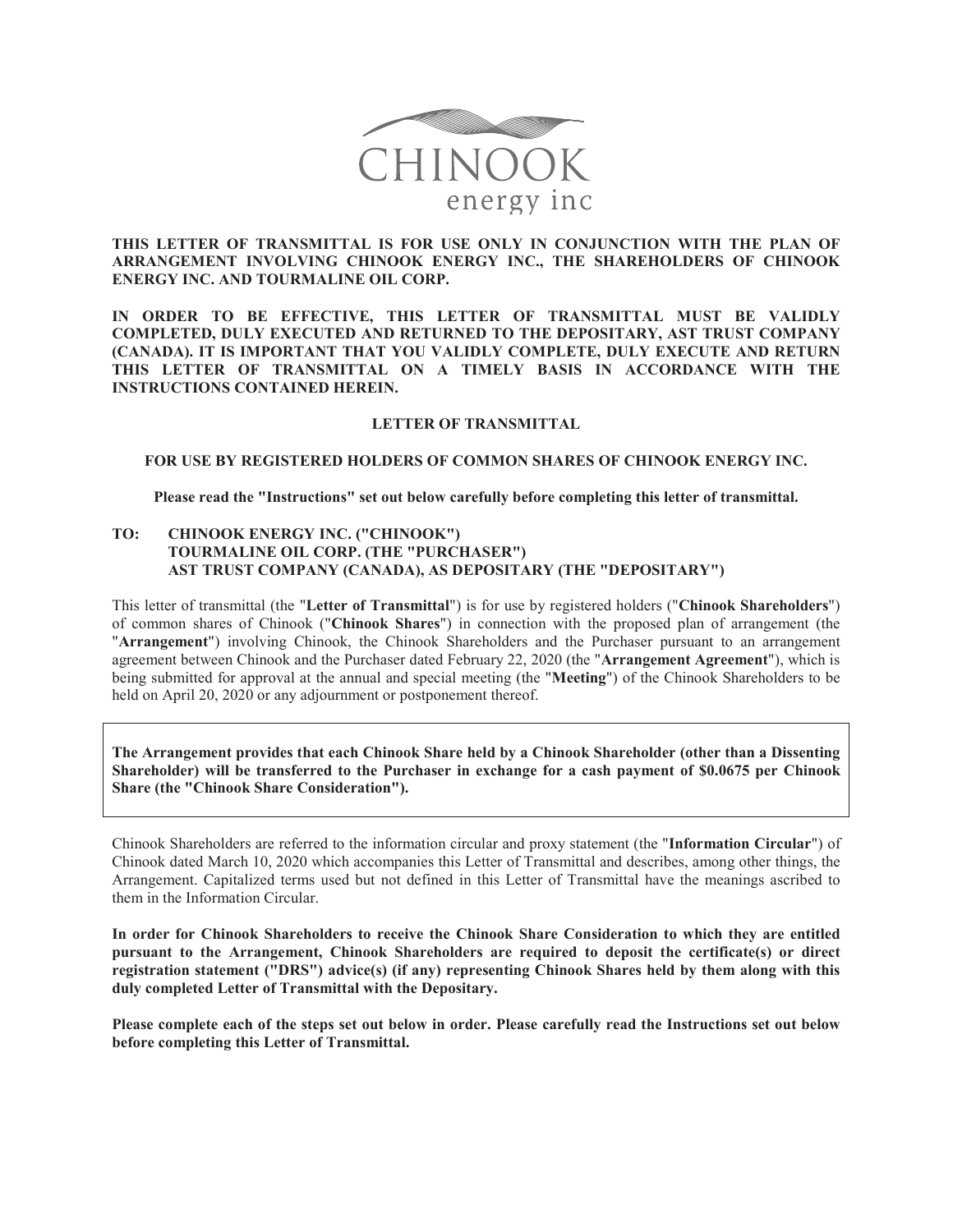CHINOOK
energy inc

**THIS LETTER OF TRANSMITTAL IS FOR USE ONLY IN CONJUNCTION WITH THE PLAN OF ARRANGEMENT INVOLVING CHINOOK ENERGY INC., THE SHAREHOLDERS OF CHINOOK ENERGY INC. AND TOURMALINE OIL CORP.**

**IN ORDER TO BE EFFECTIVE, THIS LETTER OF TRANSMITTAL MUST BE VALIDLY COMPLETED, DULY EXECUTED AND RETURNED TO THE DEPOSITARY, AST TRUST COMPANY (CANADA). IT IS IMPORTANT THAT YOU VALIDLY COMPLETE, DULY EXECUTE AND RETURN THIS LETTER OF TRANSMITTAL ON A TIMELY BASIS IN ACCORDANCE WITH THE INSTRUCTIONS CONTAINED HEREIN.**

## LETTER OF TRANSMITTAL

### FOR USE BY REGISTERED HOLDERS OF COMMON SHARES OF CHINOOK ENERGY INC.

**Please read the "Instructions" set out below carefully before completing this letter of transmittal.**

**TO: CHINOOK ENERGY INC. ("CHINOOK")**
**TOURMALINE OIL CORP. (THE "PURCHASER")**
**AST TRUST COMPANY (CANADA), AS DEPOSITARY (THE "DEPOSITARY")**

This letter of transmittal (the "**Letter of Transmittal**") is for use by registered holders ("**Chinook Shareholders**") of common shares of Chinook ("**Chinook Shares**") in connection with the proposed plan of arrangement (the "**Arrangement**") involving Chinook, the Chinook Shareholders and the Purchaser pursuant to an arrangement agreement between Chinook and the Purchaser dated February 22, 2020 (the "**Arrangement Agreement**"), which is being submitted for approval at the annual and special meeting (the "**Meeting**") of the Chinook Shareholders to be held on April 20, 2020 or any adjournment or postponement thereof.

**The Arrangement provides that each Chinook Share held by a Chinook Shareholder (other than a Dissenting Shareholder) will be transferred to the Purchaser in exchange for a cash payment of $0.0675 per Chinook Share (the "Chinook Share Consideration").**

Chinook Shareholders are referred to the information circular and proxy statement (the "**Information Circular**") of Chinook dated March 10, 2020 which accompanies this Letter of Transmittal and describes, among other things, the Arrangement. Capitalized terms used but not defined in this Letter of Transmittal have the meanings ascribed to them in the Information Circular.

**In order for Chinook Shareholders to receive the Chinook Share Consideration to which they are entitled pursuant to the Arrangement, Chinook Shareholders are required to deposit the certificate(s) or direct registration statement ("DRS") advice(s) (if any) representing Chinook Shares held by them along with this duly completed Letter of Transmittal with the Depositary.**

**Please complete each of the steps set out below in order. Please carefully read the Instructions set out below before completing this Letter of Transmittal.**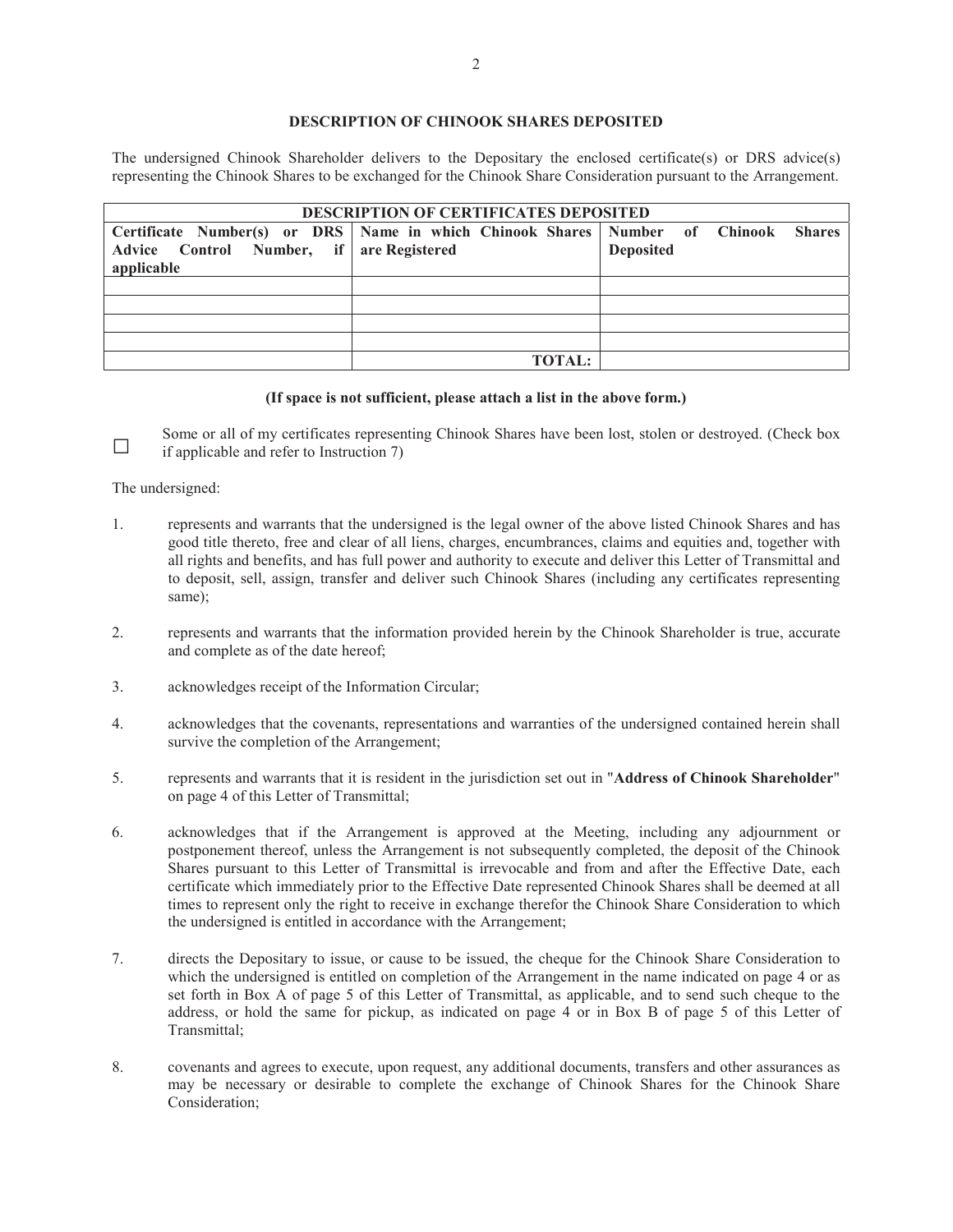## DESCRIPTION OF CHINOOK SHARES DEPOSITED

The undersigned Chinook Shareholder delivers to the Depositary the enclosed certificate(s) or DRS advice(s) representing the Chinook Shares to be exchanged for the Chinook Share Consideration pursuant to the Arrangement.

| DESCRIPTION OF CERTIFICATES DEPOSITED | | |
|---|---|---|
| **Certificate Number(s) or DRS Advice Control Number, if applicable** | **Name in which Chinook Shares are Registered** | **Number of Chinook Shares Deposited** |
| | | |
| | | |
| | | |
| | | |
| | **TOTAL:** | |

**(If space is not sufficient, please attach a list in the above form.)**

☐ Some or all of my certificates representing Chinook Shares have been lost, stolen or destroyed. (Check box if applicable and refer to Instruction 7)

The undersigned:

1. represents and warrants that the undersigned is the legal owner of the above listed Chinook Shares and has good title thereto, free and clear of all liens, charges, encumbrances, claims and equities and, together with all rights and benefits, and has full power and authority to execute and deliver this Letter of Transmittal and to deposit, sell, assign, transfer and deliver such Chinook Shares (including any certificates representing same);

2. represents and warrants that the information provided herein by the Chinook Shareholder is true, accurate and complete as of the date hereof;

3. acknowledges receipt of the Information Circular;

4. acknowledges that the covenants, representations and warranties of the undersigned contained herein shall survive the completion of the Arrangement;

5. represents and warrants that it is resident in the jurisdiction set out in "**Address of Chinook Shareholder**" on page 4 of this Letter of Transmittal;

6. acknowledges that if the Arrangement is approved at the Meeting, including any adjournment or postponement thereof, unless the Arrangement is not subsequently completed, the deposit of the Chinook Shares pursuant to this Letter of Transmittal is irrevocable and from and after the Effective Date, each certificate which immediately prior to the Effective Date represented Chinook Shares shall be deemed at all times to represent only the right to receive in exchange therefor the Chinook Share Consideration to which the undersigned is entitled in accordance with the Arrangement;

7. directs the Depositary to issue, or cause to be issued, the cheque for the Chinook Share Consideration to which the undersigned is entitled on completion of the Arrangement in the name indicated on page 4 or as set forth in Box A of page 5 of this Letter of Transmittal, as applicable, and to send such cheque to the address, or hold the same for pickup, as indicated on page 4 or in Box B of page 5 of this Letter of Transmittal;

8. covenants and agrees to execute, upon request, any additional documents, transfers and other assurances as may be necessary or desirable to complete the exchange of Chinook Shares for the Chinook Share Consideration;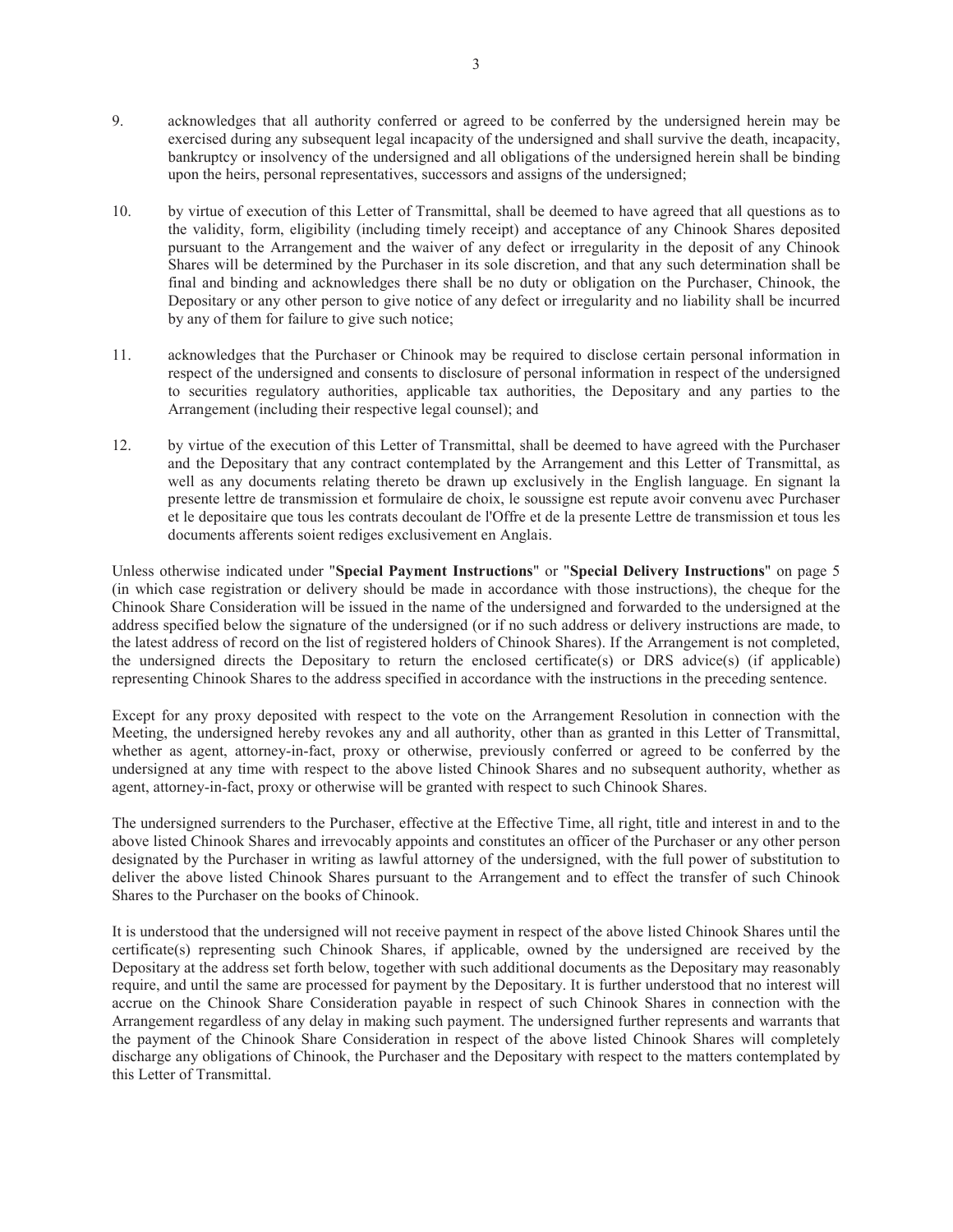9. acknowledges that all authority conferred or agreed to be conferred by the undersigned herein may be exercised during any subsequent legal incapacity of the undersigned and shall survive the death, incapacity, bankruptcy or insolvency of the undersigned and all obligations of the undersigned herein shall be binding upon the heirs, personal representatives, successors and assigns of the undersigned;

10. by virtue of execution of this Letter of Transmittal, shall be deemed to have agreed that all questions as to the validity, form, eligibility (including timely receipt) and acceptance of any Chinook Shares deposited pursuant to the Arrangement and the waiver of any defect or irregularity in the deposit of any Chinook Shares will be determined by the Purchaser in its sole discretion, and that any such determination shall be final and binding and acknowledges there shall be no duty or obligation on the Purchaser, Chinook, the Depositary or any other person to give notice of any defect or irregularity and no liability shall be incurred by any of them for failure to give such notice;

11. acknowledges that the Purchaser or Chinook may be required to disclose certain personal information in respect of the undersigned and consents to disclosure of personal information in respect of the undersigned to securities regulatory authorities, applicable tax authorities, the Depositary and any parties to the Arrangement (including their respective legal counsel); and

12. by virtue of the execution of this Letter of Transmittal, shall be deemed to have agreed with the Purchaser and the Depositary that any contract contemplated by the Arrangement and this Letter of Transmittal, as well as any documents relating thereto be drawn up exclusively in the English language. En signant la presente lettre de transmission et formulaire de choix, le soussigne est repute avoir convenu avec Purchaser et le depositaire que tous les contrats decoulant de l'Offre et de la presente Lettre de transmission et tous les documents afferents soient rediges exclusivement en Anglais.

Unless otherwise indicated under "**Special Payment Instructions**" or "**Special Delivery Instructions**" on page 5 (in which case registration or delivery should be made in accordance with those instructions), the cheque for the Chinook Share Consideration will be issued in the name of the undersigned and forwarded to the undersigned at the address specified below the signature of the undersigned (or if no such address or delivery instructions are made, to the latest address of record on the list of registered holders of Chinook Shares). If the Arrangement is not completed, the undersigned directs the Depositary to return the enclosed certificate(s) or DRS advice(s) (if applicable) representing Chinook Shares to the address specified in accordance with the instructions in the preceding sentence.

Except for any proxy deposited with respect to the vote on the Arrangement Resolution in connection with the Meeting, the undersigned hereby revokes any and all authority, other than as granted in this Letter of Transmittal, whether as agent, attorney-in-fact, proxy or otherwise, previously conferred or agreed to be conferred by the undersigned at any time with respect to the above listed Chinook Shares and no subsequent authority, whether as agent, attorney-in-fact, proxy or otherwise will be granted with respect to such Chinook Shares.

The undersigned surrenders to the Purchaser, effective at the Effective Time, all right, title and interest in and to the above listed Chinook Shares and irrevocably appoints and constitutes an officer of the Purchaser or any other person designated by the Purchaser in writing as lawful attorney of the undersigned, with the full power of substitution to deliver the above listed Chinook Shares pursuant to the Arrangement and to effect the transfer of such Chinook Shares to the Purchaser on the books of Chinook.

It is understood that the undersigned will not receive payment in respect of the above listed Chinook Shares until the certificate(s) representing such Chinook Shares, if applicable, owned by the undersigned are received by the Depositary at the address set forth below, together with such additional documents as the Depositary may reasonably require, and until the same are processed for payment by the Depositary. It is further understood that no interest will accrue on the Chinook Share Consideration payable in respect of such Chinook Shares in connection with the Arrangement regardless of any delay in making such payment. The undersigned further represents and warrants that the payment of the Chinook Share Consideration in respect of the above listed Chinook Shares will completely discharge any obligations of Chinook, the Purchaser and the Depositary with respect to the matters contemplated by this Letter of Transmittal.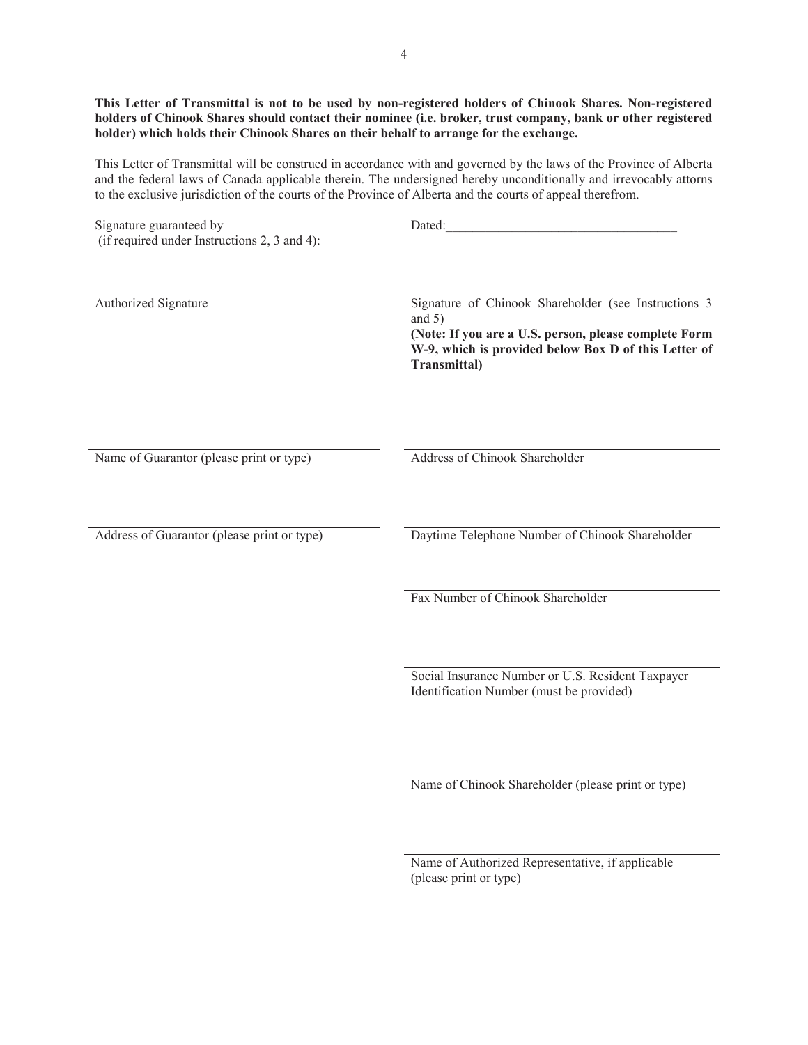**This Letter of Transmittal is not to be used by non-registered holders of Chinook Shares. Non-registered holders of Chinook Shares should contact their nominee (i.e. broker, trust company, bank or other registered holder) which holds their Chinook Shares on their behalf to arrange for the exchange.**

This Letter of Transmittal will be construed in accordance with and governed by the laws of the Province of Alberta and the federal laws of Canada applicable therein. The undersigned hereby unconditionally and irrevocably attorns to the exclusive jurisdiction of the courts of the Province of Alberta and the courts of appeal therefrom.

Signature guaranteed by
(if required under Instructions 2, 3 and 4):

Dated:___________________________________

_______________________________
Authorized Signature

_______________________________
Signature of Chinook Shareholder (see Instructions 3 and 5)
**(Note: If you are a U.S. person, please complete Form W-9, which is provided below Box D of this Letter of Transmittal)**

_______________________________
Name of Guarantor (please print or type)

_______________________________
Address of Chinook Shareholder

_______________________________
Address of Guarantor (please print or type)

_______________________________
Daytime Telephone Number of Chinook Shareholder

_______________________________
Fax Number of Chinook Shareholder

_______________________________
Social Insurance Number or U.S. Resident Taxpayer Identification Number (must be provided)

_______________________________
Name of Chinook Shareholder (please print or type)

_______________________________
Name of Authorized Representative, if applicable (please print or type)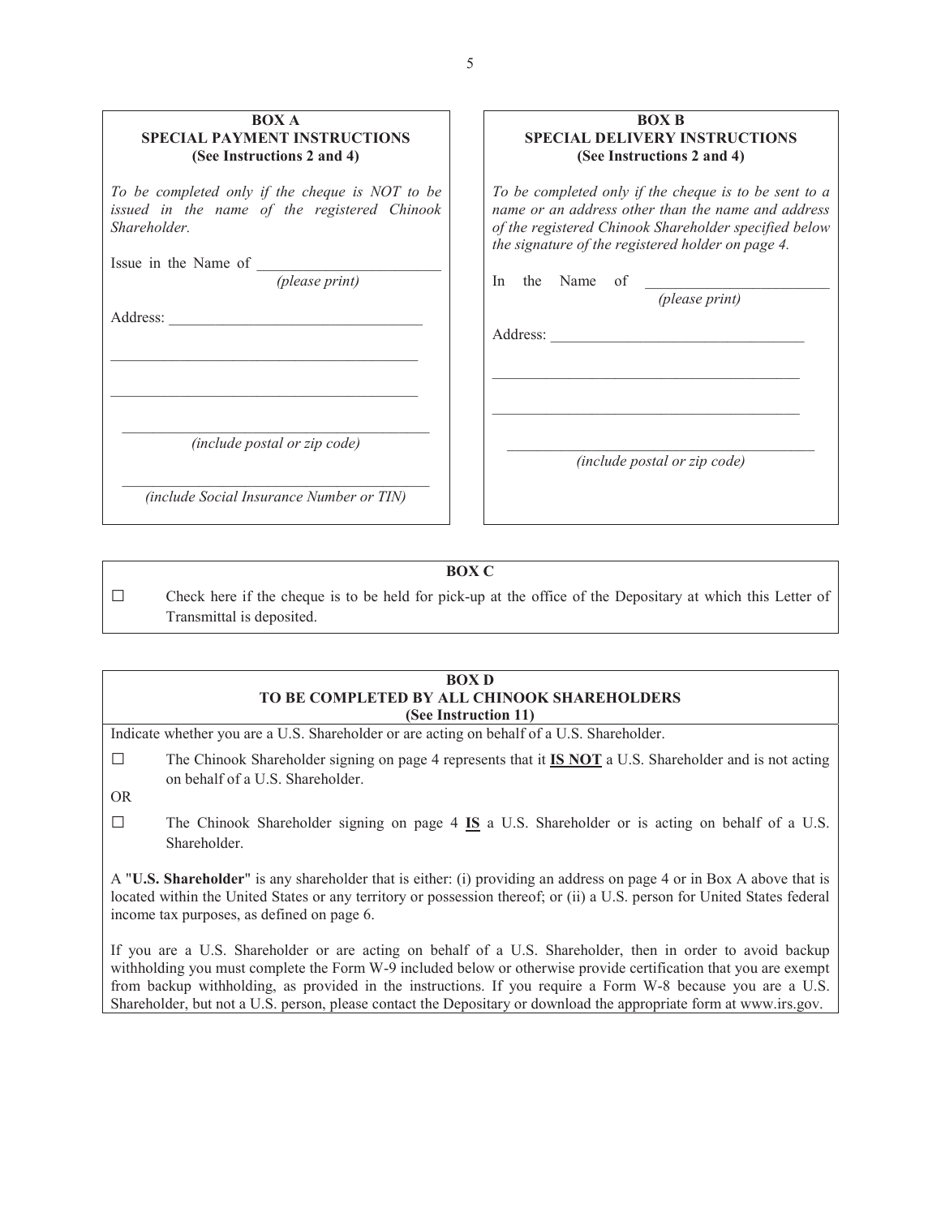**BOX A**
**SPECIAL PAYMENT INSTRUCTIONS**
**(See Instructions 2 and 4)**

*To be completed only if the cheque is NOT to be issued in the name of the registered Chinook Shareholder.*

Issue in the Name of ________________________
*(please print)*

Address: ________________________________

________________________________________

________________________________________

________________________________________
*(include postal or zip code)*

________________________________________
*(include Social Insurance Number or TIN)*

**BOX B**
**SPECIAL DELIVERY INSTRUCTIONS**
**(See Instructions 2 and 4)**

*To be completed only if the cheque is to be sent to a name or an address other than the name and address of the registered Chinook Shareholder specified below the signature of the registered holder on page 4.*

In the Name of ________________________
*(please print)*

Address: ________________________________

________________________________________

________________________________________

________________________________________
*(include postal or zip code)*

**BOX C**

☐ Check here if the cheque is to be held for pick-up at the office of the Depositary at which this Letter of Transmittal is deposited.

**BOX D**
**TO BE COMPLETED BY ALL CHINOOK SHAREHOLDERS**
**(See Instruction 11)**

Indicate whether you are a U.S. Shareholder or are acting on behalf of a U.S. Shareholder.

☐ The Chinook Shareholder signing on page 4 represents that it **IS NOT** a U.S. Shareholder and is not acting on behalf of a U.S. Shareholder.

OR

☐ The Chinook Shareholder signing on page 4 **IS** a U.S. Shareholder or is acting on behalf of a U.S. Shareholder.

A "**U.S. Shareholder**" is any shareholder that is either: (i) providing an address on page 4 or in Box A above that is located within the United States or any territory or possession thereof; or (ii) a U.S. person for United States federal income tax purposes, as defined on page 6.

If you are a U.S. Shareholder or are acting on behalf of a U.S. Shareholder, then in order to avoid backup withholding you must complete the Form W-9 included below or otherwise provide certification that you are exempt from backup withholding, as provided in the instructions. If you require a Form W-8 because you are a U.S. Shareholder, but not a U.S. person, please contact the Depositary or download the appropriate form at www.irs.gov.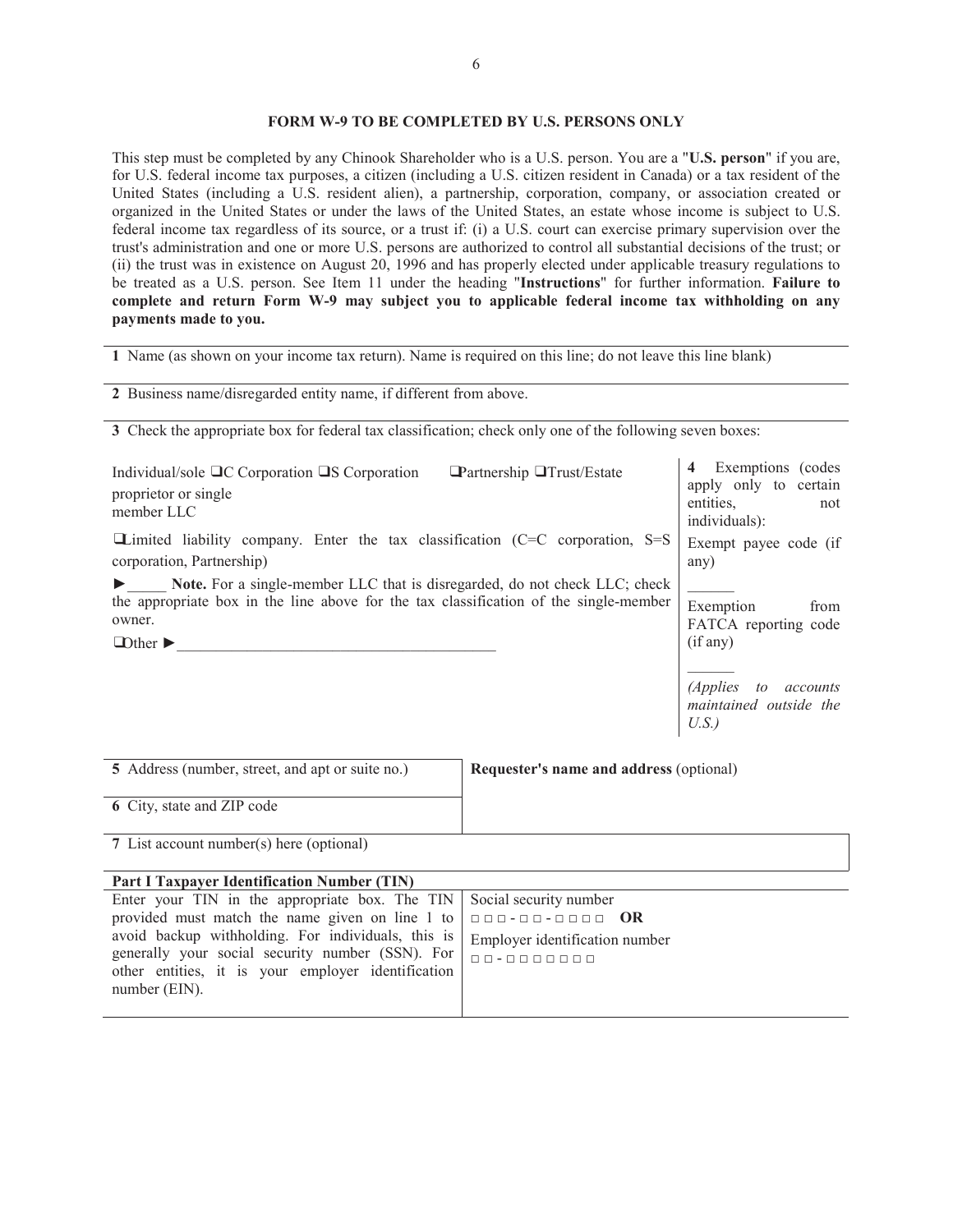**FORM W-9 TO BE COMPLETED BY U.S. PERSONS ONLY**

This step must be completed by any Chinook Shareholder who is a U.S. person. You are a "**U.S. person**" if you are, for U.S. federal income tax purposes, a citizen (including a U.S. citizen resident in Canada) or a tax resident of the United States (including a U.S. resident alien), a partnership, corporation, company, or association created or organized in the United States or under the laws of the United States, an estate whose income is subject to U.S. federal income tax regardless of its source, or a trust if: (i) a U.S. court can exercise primary supervision over the trust's administration and one or more U.S. persons are authorized to control all substantial decisions of the trust; or (ii) the trust was in existence on August 20, 1996 and has properly elected under applicable treasury regulations to be treated as a U.S. person. See Item 11 under the heading "**Instructions**" for further information. **Failure to complete and return Form W-9 may subject you to applicable federal income tax withholding on any payments made to you.**

**1** Name (as shown on your income tax return). Name is required on this line; do not leave this line blank)

**2** Business name/disregarded entity name, if different from above.

**3** Check the appropriate box for federal tax classification; check only one of the following seven boxes:

❑ Individual/sole proprietor or single member LLC ❑ C Corporation ❑ S Corporation ❑ Partnership ❑ Trust/Estate

❑ Limited liability company. Enter the tax classification (C=C corporation, S=S corporation, Partnership) ►_____

**Note.** For a single-member LLC that is disregarded, do not check LLC; check the appropriate box in the line above for the tax classification of the single-member owner.

❑ Other ►__________________________________________

**4** Exemptions (codes apply only to certain entities, not individuals):

Exempt payee code (if any) ______

Exemption from FATCA reporting code (if any) ______

*(Applies to accounts maintained outside the U.S.)*

| **5** Address (number, street, and apt or suite no.) | **Requester's name and address** (optional) |
|---|---|
| **6** City, state and ZIP code | |

**7** List account number(s) here (optional)

| **Part I Taxpayer Identification Number (TIN)** | |
|---|---|
| Enter your TIN in the appropriate box. The TIN provided must match the name given on line 1 to avoid backup withholding. For individuals, this is generally your social security number (SSN). For other entities, it is your employer identification number (EIN). | Social security number<br>□□□-□□-□□□□ **OR**<br>Employer identification number<br>□□-□□□□□□□ |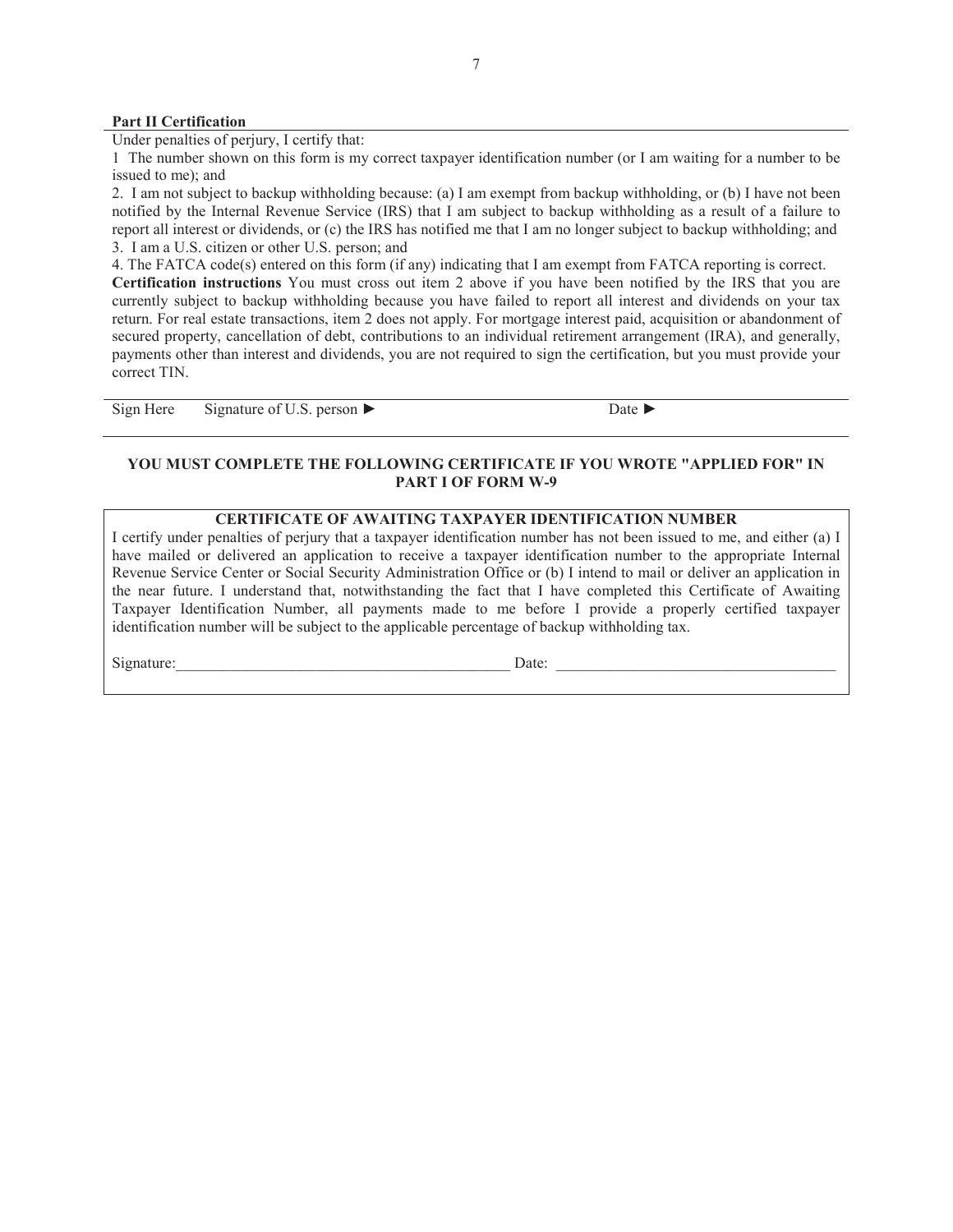**Part II Certification**

Under penalties of perjury, I certify that:

1 The number shown on this form is my correct taxpayer identification number (or I am waiting for a number to be issued to me); and

2. I am not subject to backup withholding because: (a) I am exempt from backup withholding, or (b) I have not been notified by the Internal Revenue Service (IRS) that I am subject to backup withholding as a result of a failure to report all interest or dividends, or (c) the IRS has notified me that I am no longer subject to backup withholding; and

3. I am a U.S. citizen or other U.S. person; and

4. The FATCA code(s) entered on this form (if any) indicating that I am exempt from FATCA reporting is correct.

**Certification instructions** You must cross out item 2 above if you have been notified by the IRS that you are currently subject to backup withholding because you have failed to report all interest and dividends on your tax return. For real estate transactions, item 2 does not apply. For mortgage interest paid, acquisition or abandonment of secured property, cancellation of debt, contributions to an individual retirement arrangement (IRA), and generally, payments other than interest and dividends, you are not required to sign the certification, but you must provide your correct TIN.

Sign Here    Signature of U.S. person ►    Date ►

**YOU MUST COMPLETE THE FOLLOWING CERTIFICATE IF YOU WROTE "APPLIED FOR" IN PART I OF FORM W-9**

**CERTIFICATE OF AWAITING TAXPAYER IDENTIFICATION NUMBER**

I certify under penalties of perjury that a taxpayer identification number has not been issued to me, and either (a) I have mailed or delivered an application to receive a taxpayer identification number to the appropriate Internal Revenue Service Center or Social Security Administration Office or (b) I intend to mail or deliver an application in the near future. I understand that, notwithstanding the fact that I have completed this Certificate of Awaiting Taxpayer Identification Number, all payments made to me before I provide a properly certified taxpayer identification number will be subject to the applicable percentage of backup withholding tax.

Signature:____________________________________________ Date: ____________________________________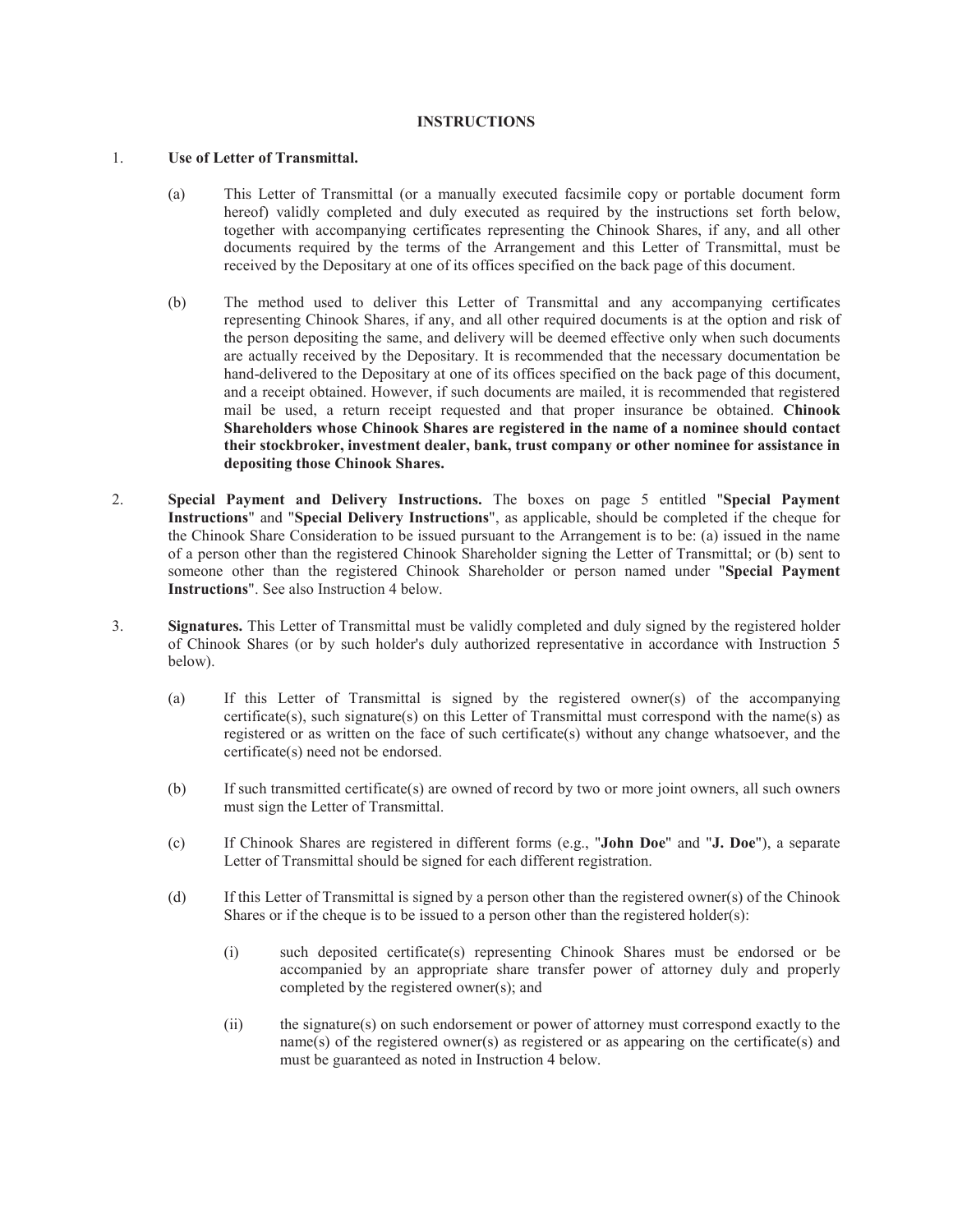## INSTRUCTIONS

1. **Use of Letter of Transmittal.**

   (a) This Letter of Transmittal (or a manually executed facsimile copy or portable document form hereof) validly completed and duly executed as required by the instructions set forth below, together with accompanying certificates representing the Chinook Shares, if any, and all other documents required by the terms of the Arrangement and this Letter of Transmittal, must be received by the Depositary at one of its offices specified on the back page of this document.

   (b) The method used to deliver this Letter of Transmittal and any accompanying certificates representing Chinook Shares, if any, and all other required documents is at the option and risk of the person depositing the same, and delivery will be deemed effective only when such documents are actually received by the Depositary. It is recommended that the necessary documentation be hand-delivered to the Depositary at one of its offices specified on the back page of this document, and a receipt obtained. However, if such documents are mailed, it is recommended that registered mail be used, a return receipt requested and that proper insurance be obtained. **Chinook Shareholders whose Chinook Shares are registered in the name of a nominee should contact their stockbroker, investment dealer, bank, trust company or other nominee for assistance in depositing those Chinook Shares.**

2. **Special Payment and Delivery Instructions.** The boxes on page 5 entitled "**Special Payment Instructions**" and "**Special Delivery Instructions**", as applicable, should be completed if the cheque for the Chinook Share Consideration to be issued pursuant to the Arrangement is to be: (a) issued in the name of a person other than the registered Chinook Shareholder signing the Letter of Transmittal; or (b) sent to someone other than the registered Chinook Shareholder or person named under "**Special Payment Instructions**". See also Instruction 4 below.

3. **Signatures.** This Letter of Transmittal must be validly completed and duly signed by the registered holder of Chinook Shares (or by such holder's duly authorized representative in accordance with Instruction 5 below).

   (a) If this Letter of Transmittal is signed by the registered owner(s) of the accompanying certificate(s), such signature(s) on this Letter of Transmittal must correspond with the name(s) as registered or as written on the face of such certificate(s) without any change whatsoever, and the certificate(s) need not be endorsed.

   (b) If such transmitted certificate(s) are owned of record by two or more joint owners, all such owners must sign the Letter of Transmittal.

   (c) If Chinook Shares are registered in different forms (e.g., "**John Doe**" and "**J. Doe**"), a separate Letter of Transmittal should be signed for each different registration.

   (d) If this Letter of Transmittal is signed by a person other than the registered owner(s) of the Chinook Shares or if the cheque is to be issued to a person other than the registered holder(s):

      (i) such deposited certificate(s) representing Chinook Shares must be endorsed or be accompanied by an appropriate share transfer power of attorney duly and properly completed by the registered owner(s); and

      (ii) the signature(s) on such endorsement or power of attorney must correspond exactly to the name(s) of the registered owner(s) as registered or as appearing on the certificate(s) and must be guaranteed as noted in Instruction 4 below.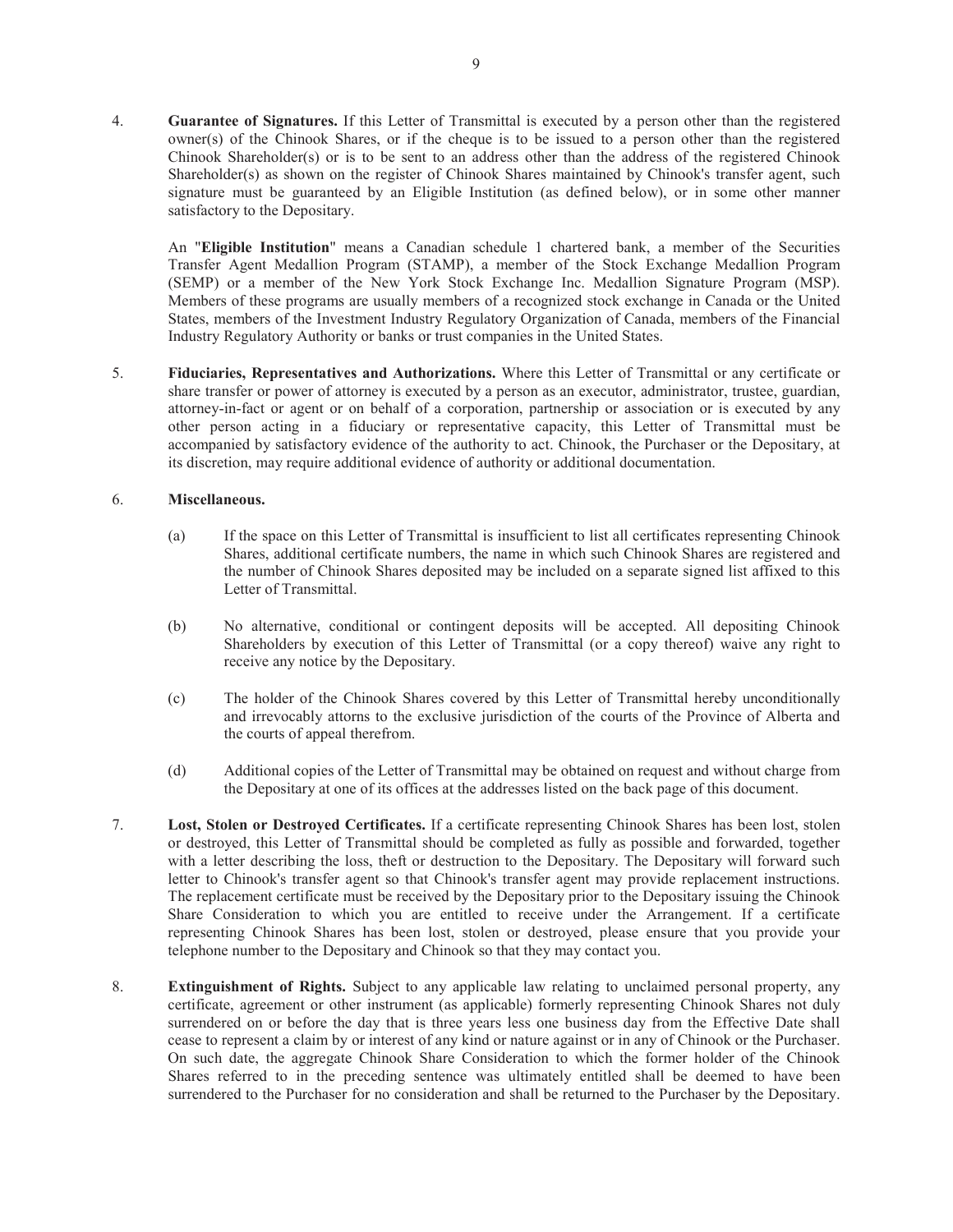4. **Guarantee of Signatures.** If this Letter of Transmittal is executed by a person other than the registered owner(s) of the Chinook Shares, or if the cheque is to be issued to a person other than the registered Chinook Shareholder(s) or is to be sent to an address other than the address of the registered Chinook Shareholder(s) as shown on the register of Chinook Shares maintained by Chinook's transfer agent, such signature must be guaranteed by an Eligible Institution (as defined below), or in some other manner satisfactory to the Depositary.

   An "**Eligible Institution**" means a Canadian schedule 1 chartered bank, a member of the Securities Transfer Agent Medallion Program (STAMP), a member of the Stock Exchange Medallion Program (SEMP) or a member of the New York Stock Exchange Inc. Medallion Signature Program (MSP). Members of these programs are usually members of a recognized stock exchange in Canada or the United States, members of the Investment Industry Regulatory Organization of Canada, members of the Financial Industry Regulatory Authority or banks or trust companies in the United States.

5. **Fiduciaries, Representatives and Authorizations.** Where this Letter of Transmittal or any certificate or share transfer or power of attorney is executed by a person as an executor, administrator, trustee, guardian, attorney-in-fact or agent or on behalf of a corporation, partnership or association or is executed by any other person acting in a fiduciary or representative capacity, this Letter of Transmittal must be accompanied by satisfactory evidence of the authority to act. Chinook, the Purchaser or the Depositary, at its discretion, may require additional evidence of authority or additional documentation.

6. **Miscellaneous.**

   (a) If the space on this Letter of Transmittal is insufficient to list all certificates representing Chinook Shares, additional certificate numbers, the name in which such Chinook Shares are registered and the number of Chinook Shares deposited may be included on a separate signed list affixed to this Letter of Transmittal.

   (b) No alternative, conditional or contingent deposits will be accepted. All depositing Chinook Shareholders by execution of this Letter of Transmittal (or a copy thereof) waive any right to receive any notice by the Depositary.

   (c) The holder of the Chinook Shares covered by this Letter of Transmittal hereby unconditionally and irrevocably attorns to the exclusive jurisdiction of the courts of the Province of Alberta and the courts of appeal therefrom.

   (d) Additional copies of the Letter of Transmittal may be obtained on request and without charge from the Depositary at one of its offices at the addresses listed on the back page of this document.

7. **Lost, Stolen or Destroyed Certificates.** If a certificate representing Chinook Shares has been lost, stolen or destroyed, this Letter of Transmittal should be completed as fully as possible and forwarded, together with a letter describing the loss, theft or destruction to the Depositary. The Depositary will forward such letter to Chinook's transfer agent so that Chinook's transfer agent may provide replacement instructions. The replacement certificate must be received by the Depositary prior to the Depositary issuing the Chinook Share Consideration to which you are entitled to receive under the Arrangement. If a certificate representing Chinook Shares has been lost, stolen or destroyed, please ensure that you provide your telephone number to the Depositary and Chinook so that they may contact you.

8. **Extinguishment of Rights.** Subject to any applicable law relating to unclaimed personal property, any certificate, agreement or other instrument (as applicable) formerly representing Chinook Shares not duly surrendered on or before the day that is three years less one business day from the Effective Date shall cease to represent a claim by or interest of any kind or nature against or in any of Chinook or the Purchaser. On such date, the aggregate Chinook Share Consideration to which the former holder of the Chinook Shares referred to in the preceding sentence was ultimately entitled shall be deemed to have been surrendered to the Purchaser for no consideration and shall be returned to the Purchaser by the Depositary.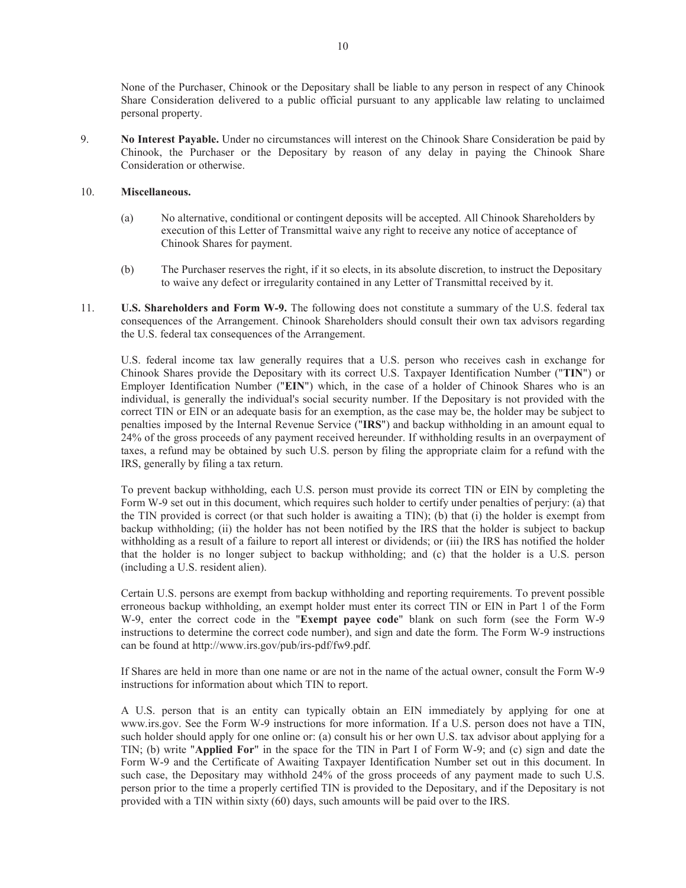None of the Purchaser, Chinook or the Depositary shall be liable to any person in respect of any Chinook Share Consideration delivered to a public official pursuant to any applicable law relating to unclaimed personal property.

9. **No Interest Payable.** Under no circumstances will interest on the Chinook Share Consideration be paid by Chinook, the Purchaser or the Depositary by reason of any delay in paying the Chinook Share Consideration or otherwise.

10. **Miscellaneous.**

    (a) No alternative, conditional or contingent deposits will be accepted. All Chinook Shareholders by execution of this Letter of Transmittal waive any right to receive any notice of acceptance of Chinook Shares for payment.

    (b) The Purchaser reserves the right, if it so elects, in its absolute discretion, to instruct the Depositary to waive any defect or irregularity contained in any Letter of Transmittal received by it.

11. **U.S. Shareholders and Form W-9.** The following does not constitute a summary of the U.S. federal tax consequences of the Arrangement. Chinook Shareholders should consult their own tax advisors regarding the U.S. federal tax consequences of the Arrangement.

    U.S. federal income tax law generally requires that a U.S. person who receives cash in exchange for Chinook Shares provide the Depositary with its correct U.S. Taxpayer Identification Number ("**TIN**") or Employer Identification Number ("**EIN**") which, in the case of a holder of Chinook Shares who is an individual, is generally the individual's social security number. If the Depositary is not provided with the correct TIN or EIN or an adequate basis for an exemption, as the case may be, the holder may be subject to penalties imposed by the Internal Revenue Service ("**IRS**") and backup withholding in an amount equal to 24% of the gross proceeds of any payment received hereunder. If withholding results in an overpayment of taxes, a refund may be obtained by such U.S. person by filing the appropriate claim for a refund with the IRS, generally by filing a tax return.

    To prevent backup withholding, each U.S. person must provide its correct TIN or EIN by completing the Form W-9 set out in this document, which requires such holder to certify under penalties of perjury: (a) that the TIN provided is correct (or that such holder is awaiting a TIN); (b) that (i) the holder is exempt from backup withholding; (ii) the holder has not been notified by the IRS that the holder is subject to backup withholding as a result of a failure to report all interest or dividends; or (iii) the IRS has notified the holder that the holder is no longer subject to backup withholding; and (c) that the holder is a U.S. person (including a U.S. resident alien).

    Certain U.S. persons are exempt from backup withholding and reporting requirements. To prevent possible erroneous backup withholding, an exempt holder must enter its correct TIN or EIN in Part 1 of the Form W-9, enter the correct code in the "**Exempt payee code**" blank on such form (see the Form W-9 instructions to determine the correct code number), and sign and date the form. The Form W-9 instructions can be found at http://www.irs.gov/pub/irs-pdf/fw9.pdf.

    If Shares are held in more than one name or are not in the name of the actual owner, consult the Form W-9 instructions for information about which TIN to report.

    A U.S. person that is an entity can typically obtain an EIN immediately by applying for one at www.irs.gov. See the Form W-9 instructions for more information. If a U.S. person does not have a TIN, such holder should apply for one online or: (a) consult his or her own U.S. tax advisor about applying for a TIN; (b) write "**Applied For**" in the space for the TIN in Part I of Form W-9; and (c) sign and date the Form W-9 and the Certificate of Awaiting Taxpayer Identification Number set out in this document. In such case, the Depositary may withhold 24% of the gross proceeds of any payment made to such U.S. person prior to the time a properly certified TIN is provided to the Depositary, and if the Depositary is not provided with a TIN within sixty (60) days, such amounts will be paid over to the IRS.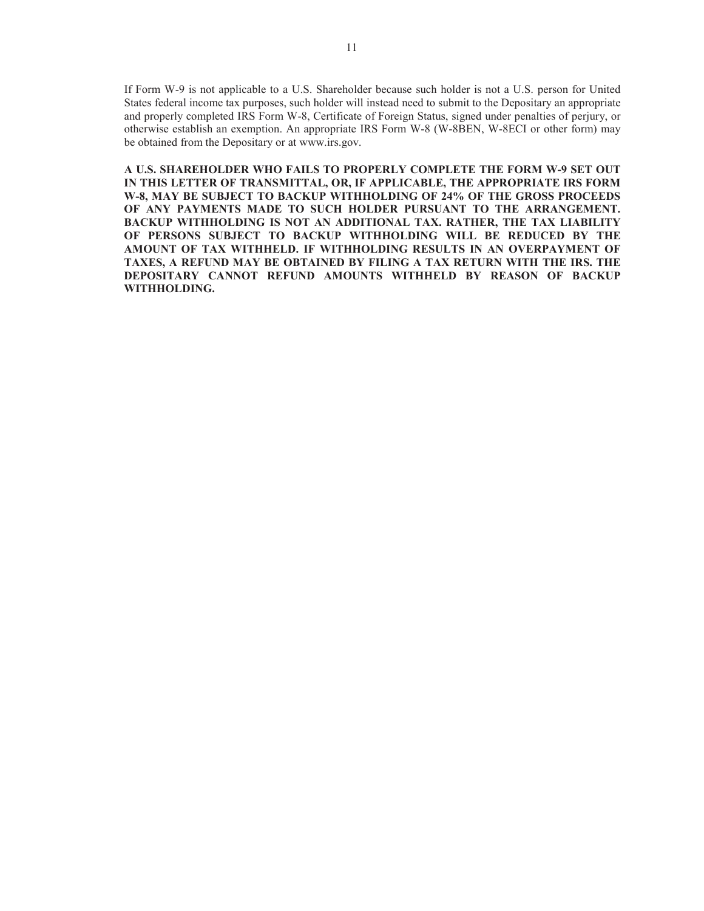If Form W-9 is not applicable to a U.S. Shareholder because such holder is not a U.S. person for United States federal income tax purposes, such holder will instead need to submit to the Depositary an appropriate and properly completed IRS Form W-8, Certificate of Foreign Status, signed under penalties of perjury, or otherwise establish an exemption. An appropriate IRS Form W-8 (W-8BEN, W-8ECI or other form) may be obtained from the Depositary or at www.irs.gov.

**A U.S. SHAREHOLDER WHO FAILS TO PROPERLY COMPLETE THE FORM W-9 SET OUT IN THIS LETTER OF TRANSMITTAL, OR, IF APPLICABLE, THE APPROPRIATE IRS FORM W-8, MAY BE SUBJECT TO BACKUP WITHHOLDING OF 24% OF THE GROSS PROCEEDS OF ANY PAYMENTS MADE TO SUCH HOLDER PURSUANT TO THE ARRANGEMENT. BACKUP WITHHOLDING IS NOT AN ADDITIONAL TAX. RATHER, THE TAX LIABILITY OF PERSONS SUBJECT TO BACKUP WITHHOLDING WILL BE REDUCED BY THE AMOUNT OF TAX WITHHELD. IF WITHHOLDING RESULTS IN AN OVERPAYMENT OF TAXES, A REFUND MAY BE OBTAINED BY FILING A TAX RETURN WITH THE IRS. THE DEPOSITARY CANNOT REFUND AMOUNTS WITHHELD BY REASON OF BACKUP WITHHOLDING.**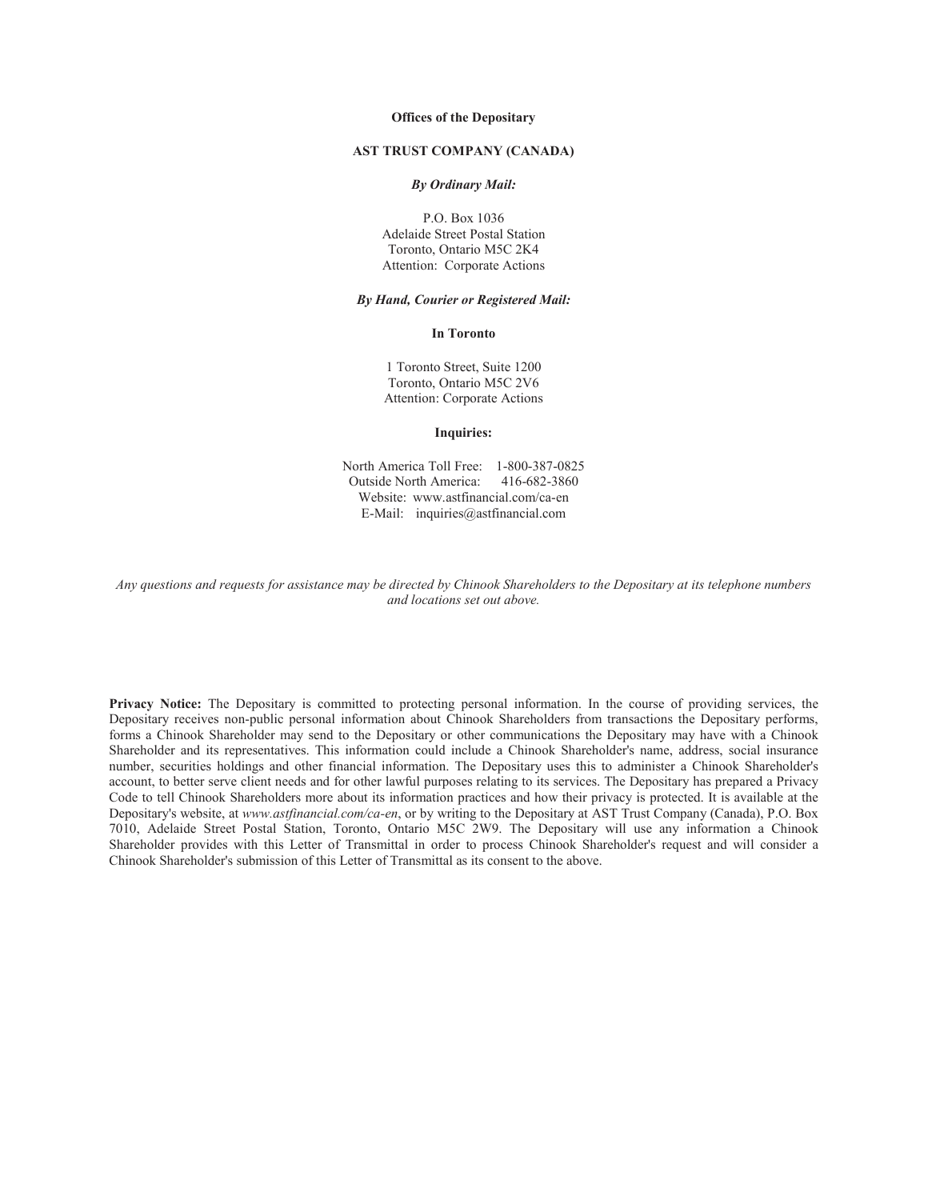**Offices of the Depositary**

**AST TRUST COMPANY (CANADA)**

***By Ordinary Mail:***

P.O. Box 1036
Adelaide Street Postal Station
Toronto, Ontario M5C 2K4
Attention: Corporate Actions

***By Hand, Courier or Registered Mail:***

**In Toronto**

1 Toronto Street, Suite 1200
Toronto, Ontario M5C 2V6
Attention: Corporate Actions

**Inquiries:**

North America Toll Free: 1-800-387-0825
Outside North America: 416-682-3860
Website: www.astfinancial.com/ca-en
E-Mail: inquiries@astfinancial.com

*Any questions and requests for assistance may be directed by Chinook Shareholders to the Depositary at its telephone numbers and locations set out above.*

**Privacy Notice:** The Depositary is committed to protecting personal information. In the course of providing services, the Depositary receives non-public personal information about Chinook Shareholders from transactions the Depositary performs, forms a Chinook Shareholder may send to the Depositary or other communications the Depositary may have with a Chinook Shareholder and its representatives. This information could include a Chinook Shareholder's name, address, social insurance number, securities holdings and other financial information. The Depositary uses this to administer a Chinook Shareholder's account, to better serve client needs and for other lawful purposes relating to its services. The Depositary has prepared a Privacy Code to tell Chinook Shareholders more about its information practices and how their privacy is protected. It is available at the Depositary's website, at *www.astfinancial.com/ca-en*, or by writing to the Depositary at AST Trust Company (Canada), P.O. Box 7010, Adelaide Street Postal Station, Toronto, Ontario M5C 2W9. The Depositary will use any information a Chinook Shareholder provides with this Letter of Transmittal in order to process Chinook Shareholder's request and will consider a Chinook Shareholder's submission of this Letter of Transmittal as its consent to the above.